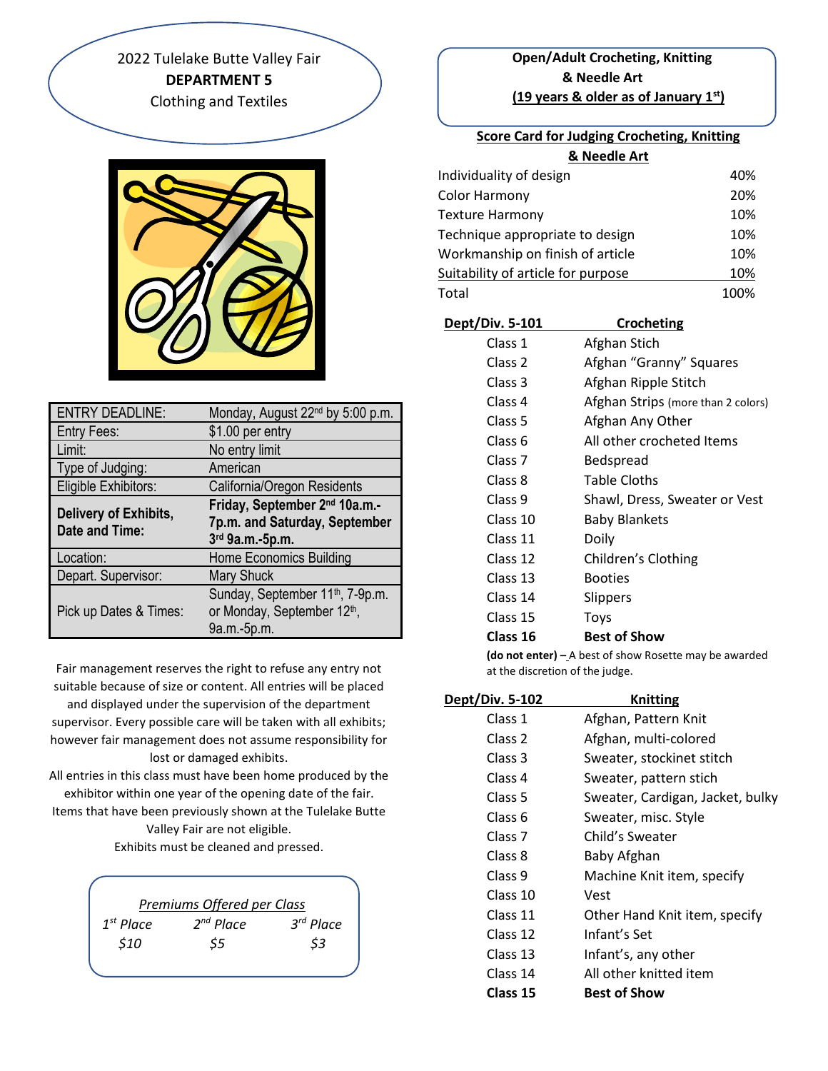# 2022 Tulelake Butte Valley Fair

## DEPARTMENT 5

Clothing and Textiles

| | |
|---|---|
| ENTRY DEADLINE: | Monday, August 22nd by 5:00 p.m. |
| Entry Fees: | $1.00 per entry |
| Limit: | No entry limit |
| Type of Judging: | American |
| Eligible Exhibitors: | California/Oregon Residents |
| **Delivery of Exhibits, Date and Time:** | **Friday, September 2nd 10a.m.-7p.m. and Saturday, September 3rd 9a.m.-5p.m.** |
| Location: | Home Economics Building |
| Depart. Supervisor: | Mary Shuck |
| Pick up Dates & Times: | Sunday, September 11th, 7-9p.m. or Monday, September 12th, 9a.m.-5p.m. |

Fair management reserves the right to refuse any entry not suitable because of size or content. All entries will be placed and displayed under the supervision of the department supervisor. Every possible care will be taken with all exhibits; however fair management does not assume responsibility for lost or damaged exhibits.

All entries in this class must have been home produced by the exhibitor within one year of the opening date of the fair. Items that have been previously shown at the Tulelake Butte Valley Fair are not eligible.

Exhibits must be cleaned and pressed.

*Premiums Offered per Class*

| *1st Place* | *2nd Place* | *3rd Place* |
|---|---|---|
| *$10* | *$5* | *$3* |

## Open/Adult Crocheting, Knitting & Needle Art

**(19 years & older as of January 1st)**

**Score Card for Judging Crocheting, Knitting & Needle Art**

| | |
|---|---|
| Individuality of design | 40% |
| Color Harmony | 20% |
| Texture Harmony | 10% |
| Technique appropriate to design | 10% |
| Workmanship on finish of article | 10% |
| Suitability of article for purpose | 10% |
| Total | 100% |

| Dept/Div. 5-101 | Crocheting |
|---|---|
| Class 1 | Afghan Stich |
| Class 2 | Afghan "Granny" Squares |
| Class 3 | Afghan Ripple Stitch |
| Class 4 | Afghan Strips (more than 2 colors) |
| Class 5 | Afghan Any Other |
| Class 6 | All other crocheted Items |
| Class 7 | Bedspread |
| Class 8 | Table Cloths |
| Class 9 | Shawl, Dress, Sweater or Vest |
| Class 10 | Baby Blankets |
| Class 11 | Doily |
| Class 12 | Children's Clothing |
| Class 13 | Booties |
| Class 14 | Slippers |
| Class 15 | Toys |
| **Class 16** | **Best of Show** |

**(do not enter) –** A best of show Rosette may be awarded at the discretion of the judge.

| Dept/Div. 5-102 | Knitting |
|---|---|
| Class 1 | Afghan, Pattern Knit |
| Class 2 | Afghan, multi-colored |
| Class 3 | Sweater, stockinet stitch |
| Class 4 | Sweater, pattern stich |
| Class 5 | Sweater, Cardigan, Jacket, bulky |
| Class 6 | Sweater, misc. Style |
| Class 7 | Child's Sweater |
| Class 8 | Baby Afghan |
| Class 9 | Machine Knit item, specify |
| Class 10 | Vest |
| Class 11 | Other Hand Knit item, specify |
| Class 12 | Infant's Set |
| Class 13 | Infant's, any other |
| Class 14 | All other knitted item |
| **Class 15** | **Best of Show** |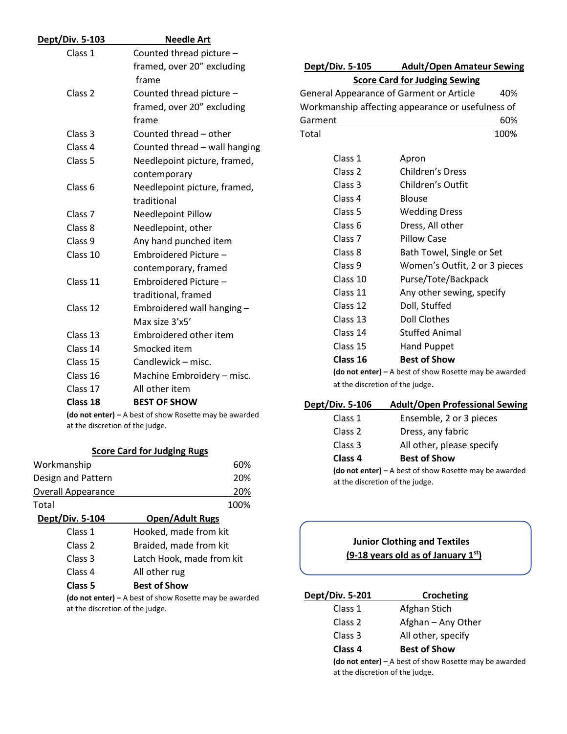## Dept/Div. 5-103 Needle Art

| Class | Description |
|---|---|
| Class 1 | Counted thread picture – framed, over 20" excluding frame |
| Class 2 | Counted thread picture – framed, over 20" excluding frame |
| Class 3 | Counted thread – other |
| Class 4 | Counted thread – wall hanging |
| Class 5 | Needlepoint picture, framed, contemporary |
| Class 6 | Needlepoint picture, framed, traditional |
| Class 7 | Needlepoint Pillow |
| Class 8 | Needlepoint, other |
| Class 9 | Any hand punched item |
| Class 10 | Embroidered Picture – contemporary, framed |
| Class 11 | Embroidered Picture – traditional, framed |
| Class 12 | Embroidered wall hanging – Max size 3'x5' |
| Class 13 | Embroidered other item |
| Class 14 | Smocked item |
| Class 15 | Candlewick – misc. |
| Class 16 | Machine Embroidery – misc. |
| Class 17 | All other item |
| **Class 18** | **BEST OF SHOW** |

**(do not enter) –** A best of show Rosette may be awarded at the discretion of the judge.

### Score Card for Judging Rugs

| Criteria | Percent |
|---|---|
| Workmanship | 60% |
| Design and Pattern | 20% |
| Overall Appearance | 20% |
| Total | 100% |

## Dept/Div. 5-104 Open/Adult Rugs

| Class | Description |
|---|---|
| Class 1 | Hooked, made from kit |
| Class 2 | Braided, made from kit |
| Class 3 | Latch Hook, made from kit |
| Class 4 | All other rug |
| **Class 5** | **Best of Show** |

**(do not enter) –** A best of show Rosette may be awarded at the discretion of the judge.

## Dept/Div. 5-105 Adult/Open Amateur Sewing

### Score Card for Judging Sewing

| Criteria | Percent |
|---|---|
| General Appearance of Garment or Article | 40% |
| Workmanship affecting appearance or usefulness of Garment | 60% |
| Total | 100% |

| Class | Description |
|---|---|
| Class 1 | Apron |
| Class 2 | Children's Dress |
| Class 3 | Children's Outfit |
| Class 4 | Blouse |
| Class 5 | Wedding Dress |
| Class 6 | Dress, All other |
| Class 7 | Pillow Case |
| Class 8 | Bath Towel, Single or Set |
| Class 9 | Women's Outfit, 2 or 3 pieces |
| Class 10 | Purse/Tote/Backpack |
| Class 11 | Any other sewing, specify |
| Class 12 | Doll, Stuffed |
| Class 13 | Doll Clothes |
| Class 14 | Stuffed Animal |
| Class 15 | Hand Puppet |
| **Class 16** | **Best of Show** |

**(do not enter) –** A best of show Rosette may be awarded at the discretion of the judge.

## Dept/Div. 5-106 Adult/Open Professional Sewing

| Class | Description |
|---|---|
| Class 1 | Ensemble, 2 or 3 pieces |
| Class 2 | Dress, any fabric |
| Class 3 | All other, please specify |
| **Class 4** | **Best of Show** |

**(do not enter) –** A best of show Rosette may be awarded at the discretion of the judge.

# Junior Clothing and Textiles
**(9-18 years old as of January 1st)**

## Dept/Div. 5-201 Crocheting

| Class | Description |
|---|---|
| Class 1 | Afghan Stich |
| Class 2 | Afghan – Any Other |
| Class 3 | All other, specify |
| **Class 4** | **Best of Show** |

**(do not enter) –** A best of show Rosette may be awarded at the discretion of the judge.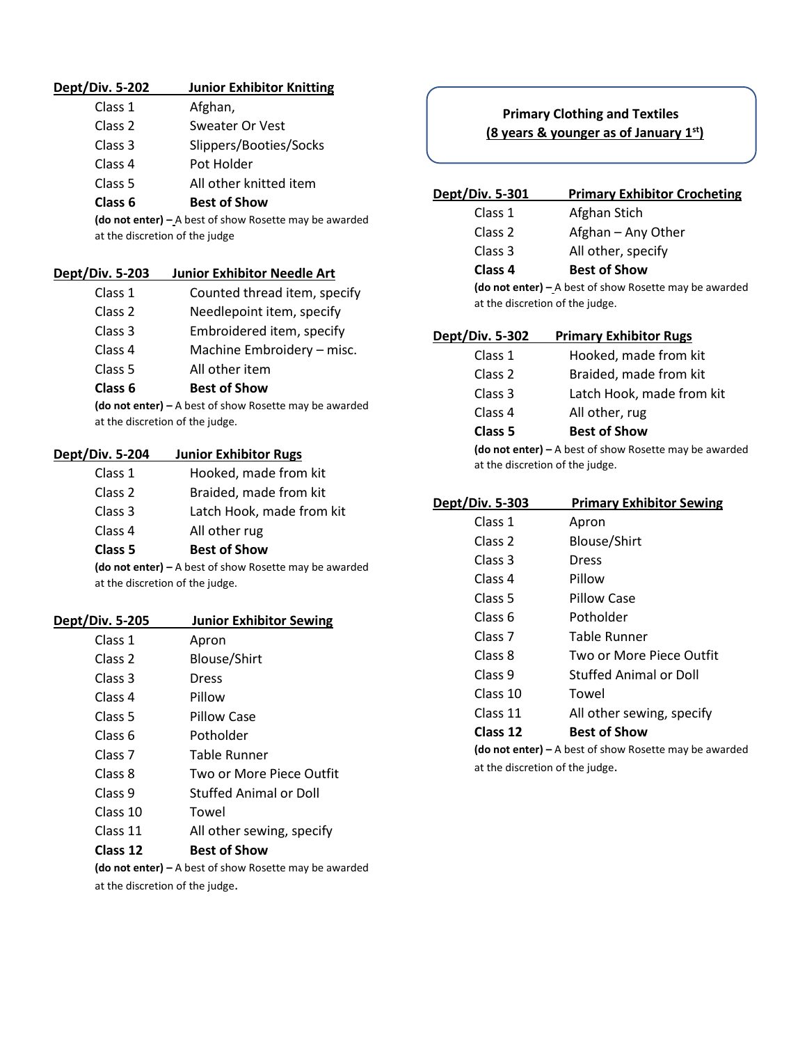**Dept/Div. 5-202 Junior Exhibitor Knitting**

| | |
|---|---|
| Class 1 | Afghan, |
| Class 2 | Sweater Or Vest |
| Class 3 | Slippers/Booties/Socks |
| Class 4 | Pot Holder |
| Class 5 | All other knitted item |
| **Class 6** | **Best of Show** |

**(do not enter) –** A best of show Rosette may be awarded at the discretion of the judge

**Dept/Div. 5-203 Junior Exhibitor Needle Art**

| | |
|---|---|
| Class 1 | Counted thread item, specify |
| Class 2 | Needlepoint item, specify |
| Class 3 | Embroidered item, specify |
| Class 4 | Machine Embroidery – misc. |
| Class 5 | All other item |
| **Class 6** | **Best of Show** |

**(do not enter) –** A best of show Rosette may be awarded at the discretion of the judge.

**Dept/Div. 5-204 Junior Exhibitor Rugs**

| | |
|---|---|
| Class 1 | Hooked, made from kit |
| Class 2 | Braided, made from kit |
| Class 3 | Latch Hook, made from kit |
| Class 4 | All other rug |
| **Class 5** | **Best of Show** |

**(do not enter) –** A best of show Rosette may be awarded at the discretion of the judge.

**Dept/Div. 5-205 Junior Exhibitor Sewing**

| | |
|---|---|
| Class 1 | Apron |
| Class 2 | Blouse/Shirt |
| Class 3 | Dress |
| Class 4 | Pillow |
| Class 5 | Pillow Case |
| Class 6 | Potholder |
| Class 7 | Table Runner |
| Class 8 | Two or More Piece Outfit |
| Class 9 | Stuffed Animal or Doll |
| Class 10 | Towel |
| Class 11 | All other sewing, specify |
| **Class 12** | **Best of Show** |

**(do not enter) –** A best of show Rosette may be awarded at the discretion of the judge.

## Primary Clothing and Textiles
**(8 years & younger as of January 1st)**

**Dept/Div. 5-301 Primary Exhibitor Crocheting**

| | |
|---|---|
| Class 1 | Afghan Stich |
| Class 2 | Afghan – Any Other |
| Class 3 | All other, specify |
| **Class 4** | **Best of Show** |

**(do not enter) –** A best of show Rosette may be awarded at the discretion of the judge.

**Dept/Div. 5-302 Primary Exhibitor Rugs**

| | |
|---|---|
| Class 1 | Hooked, made from kit |
| Class 2 | Braided, made from kit |
| Class 3 | Latch Hook, made from kit |
| Class 4 | All other, rug |
| **Class 5** | **Best of Show** |

**(do not enter) –** A best of show Rosette may be awarded at the discretion of the judge.

**Dept/Div. 5-303 Primary Exhibitor Sewing**

| | |
|---|---|
| Class 1 | Apron |
| Class 2 | Blouse/Shirt |
| Class 3 | Dress |
| Class 4 | Pillow |
| Class 5 | Pillow Case |
| Class 6 | Potholder |
| Class 7 | Table Runner |
| Class 8 | Two or More Piece Outfit |
| Class 9 | Stuffed Animal or Doll |
| Class 10 | Towel |
| Class 11 | All other sewing, specify |
| **Class 12** | **Best of Show** |

**(do not enter) –** A best of show Rosette may be awarded at the discretion of the judge.